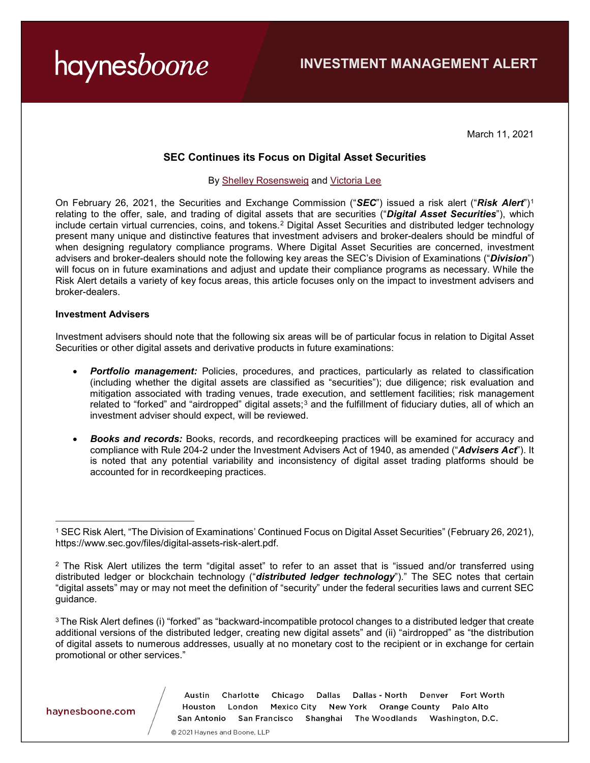haynesboone

INVESTMENT MANAGEMENT ALERT

March 11, 2021

## SEC Continues its Focus on Digital Asset Securities

By Shelley Rosensweig and Victoria Lee

On February 26, 2021, the Securities and Exchange Commission ("***SEC***") issued a risk alert ("***Risk Alert***")[1] relating to the offer, sale, and trading of digital assets that are securities ("***Digital Asset Securities***"), which include certain virtual currencies, coins, and tokens.[2] Digital Asset Securities and distributed ledger technology present many unique and distinctive features that investment advisers and broker-dealers should be mindful of when designing regulatory compliance programs. Where Digital Asset Securities are concerned, investment advisers and broker-dealers should note the following key areas the SEC's Division of Examinations ("***Division***") will focus on in future examinations and adjust and update their compliance programs as necessary. While the Risk Alert details a variety of key focus areas, this article focuses only on the impact to investment advisers and broker-dealers.

**Investment Advisers**

Investment advisers should note that the following six areas will be of particular focus in relation to Digital Asset Securities or other digital assets and derivative products in future examinations:

- ***Portfolio management:*** Policies, procedures, and practices, particularly as related to classification (including whether the digital assets are classified as "securities"); due diligence; risk evaluation and mitigation associated with trading venues, trade execution, and settlement facilities; risk management related to "forked" and "airdropped" digital assets;[3] and the fulfillment of fiduciary duties, all of which an investment adviser should expect, will be reviewed.
- ***Books and records:*** Books, records, and recordkeeping practices will be examined for accuracy and compliance with Rule 204-2 under the Investment Advisers Act of 1940, as amended ("***Advisers Act***"). It is noted that any potential variability and inconsistency of digital asset trading platforms should be accounted for in recordkeeping practices.

---

[1] SEC Risk Alert, "The Division of Examinations' Continued Focus on Digital Asset Securities" (February 26, 2021), https://www.sec.gov/files/digital-assets-risk-alert.pdf.

[2] The Risk Alert utilizes the term "digital asset" to refer to an asset that is "issued and/or transferred using distributed ledger or blockchain technology ("***distributed ledger technology***")." The SEC notes that certain "digital assets" may or may not meet the definition of "security" under the federal securities laws and current SEC guidance.

[3] The Risk Alert defines (i) "forked" as "backward-incompatible protocol changes to a distributed ledger that create additional versions of the distributed ledger, creating new digital assets" and (ii) "airdropped" as "the distribution of digital assets to numerous addresses, usually at no monetary cost to the recipient or in exchange for certain promotional or other services."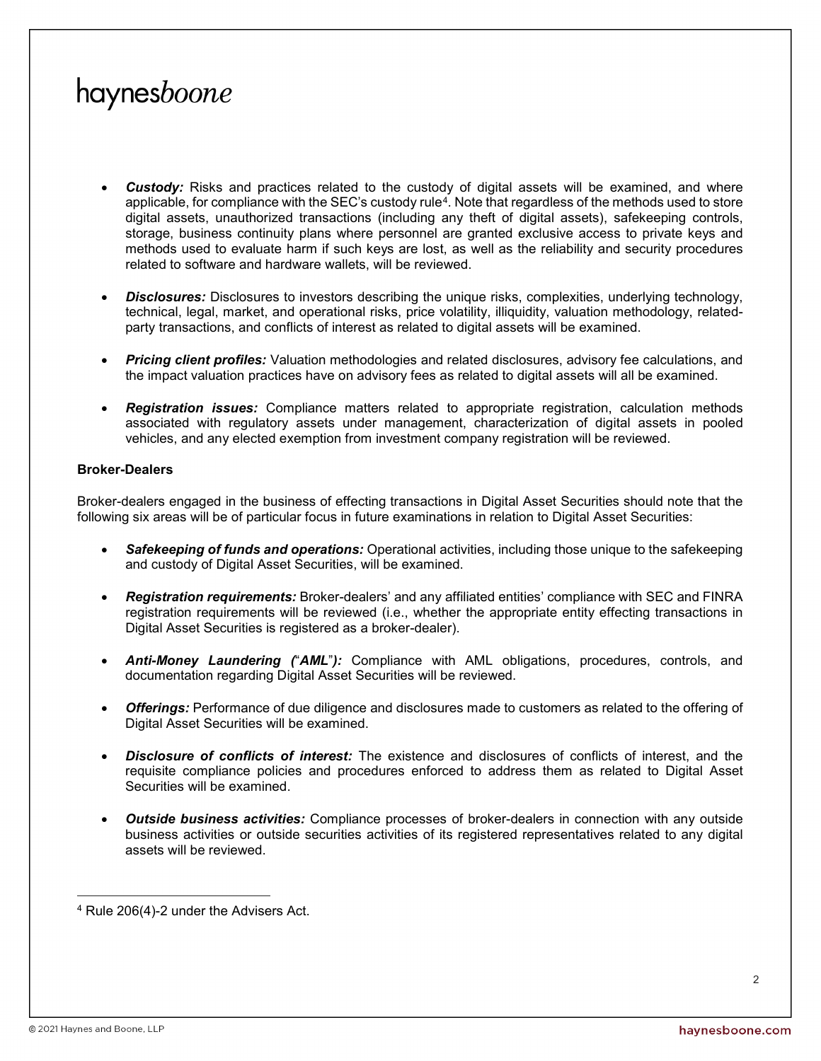- ***Custody:*** Risks and practices related to the custody of digital assets will be examined, and where applicable, for compliance with the SEC's custody rule[4]. Note that regardless of the methods used to store digital assets, unauthorized transactions (including any theft of digital assets), safekeeping controls, storage, business continuity plans where personnel are granted exclusive access to private keys and methods used to evaluate harm if such keys are lost, as well as the reliability and security procedures related to software and hardware wallets, will be reviewed.

- ***Disclosures:*** Disclosures to investors describing the unique risks, complexities, underlying technology, technical, legal, market, and operational risks, price volatility, illiquidity, valuation methodology, related-party transactions, and conflicts of interest as related to digital assets will be examined.

- ***Pricing client profiles:*** Valuation methodologies and related disclosures, advisory fee calculations, and the impact valuation practices have on advisory fees as related to digital assets will all be examined.

- ***Registration issues:*** Compliance matters related to appropriate registration, calculation methods associated with regulatory assets under management, characterization of digital assets in pooled vehicles, and any elected exemption from investment company registration will be reviewed.

**Broker-Dealers**

Broker-dealers engaged in the business of effecting transactions in Digital Asset Securities should note that the following six areas will be of particular focus in future examinations in relation to Digital Asset Securities:

- ***Safekeeping of funds and operations:*** Operational activities, including those unique to the safekeeping and custody of Digital Asset Securities, will be examined.

- ***Registration requirements:*** Broker-dealers' and any affiliated entities' compliance with SEC and FINRA registration requirements will be reviewed (i.e., whether the appropriate entity effecting transactions in Digital Asset Securities is registered as a broker-dealer).

- ***Anti-Money Laundering ("AML"):*** Compliance with AML obligations, procedures, controls, and documentation regarding Digital Asset Securities will be reviewed.

- ***Offerings:*** Performance of due diligence and disclosures made to customers as related to the offering of Digital Asset Securities will be examined.

- ***Disclosure of conflicts of interest:*** The existence and disclosures of conflicts of interest, and the requisite compliance policies and procedures enforced to address them as related to Digital Asset Securities will be examined.

- ***Outside business activities:*** Compliance processes of broker-dealers in connection with any outside business activities or outside securities activities of its registered representatives related to any digital assets will be reviewed.

---

[4] Rule 206(4)-2 under the Advisers Act.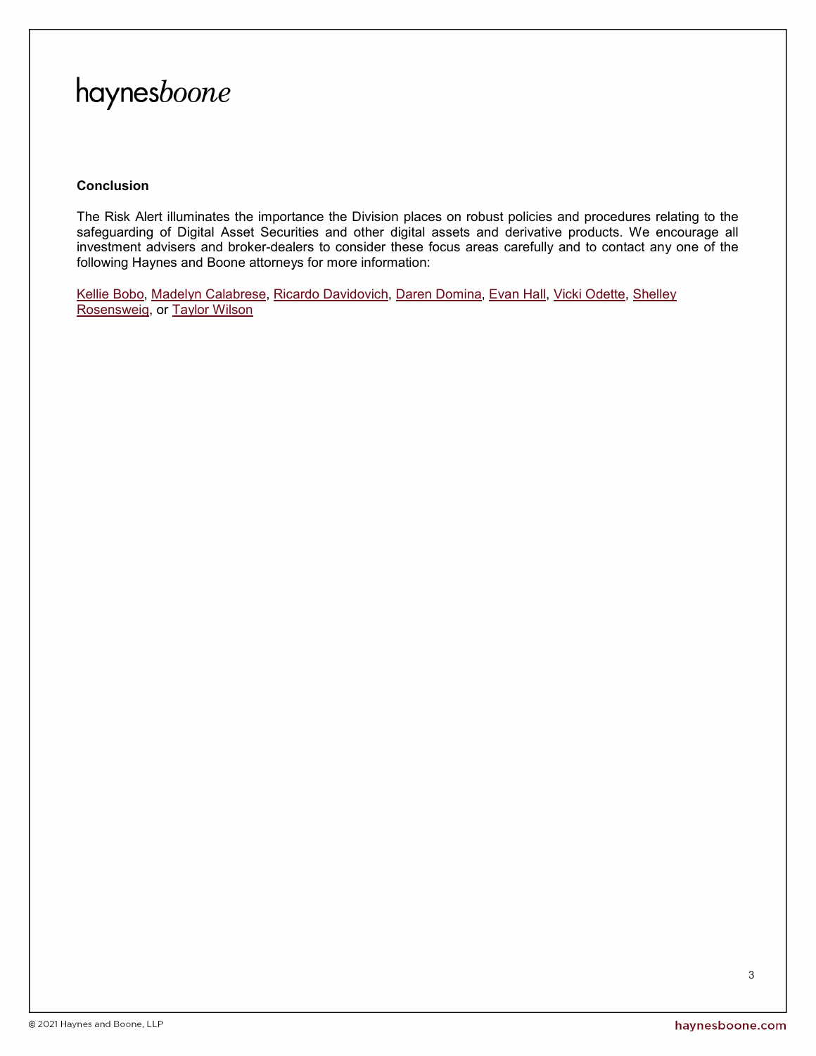## Conclusion

The Risk Alert illuminates the importance the Division places on robust policies and procedures relating to the safeguarding of Digital Asset Securities and other digital assets and derivative products. We encourage all investment advisers and broker-dealers to consider these focus areas carefully and to contact any one of the following Haynes and Boone attorneys for more information:

Kellie Bobo, Madelyn Calabrese, Ricardo Davidovich, Daren Domina, Evan Hall, Vicki Odette, Shelley Rosensweig, or Taylor Wilson